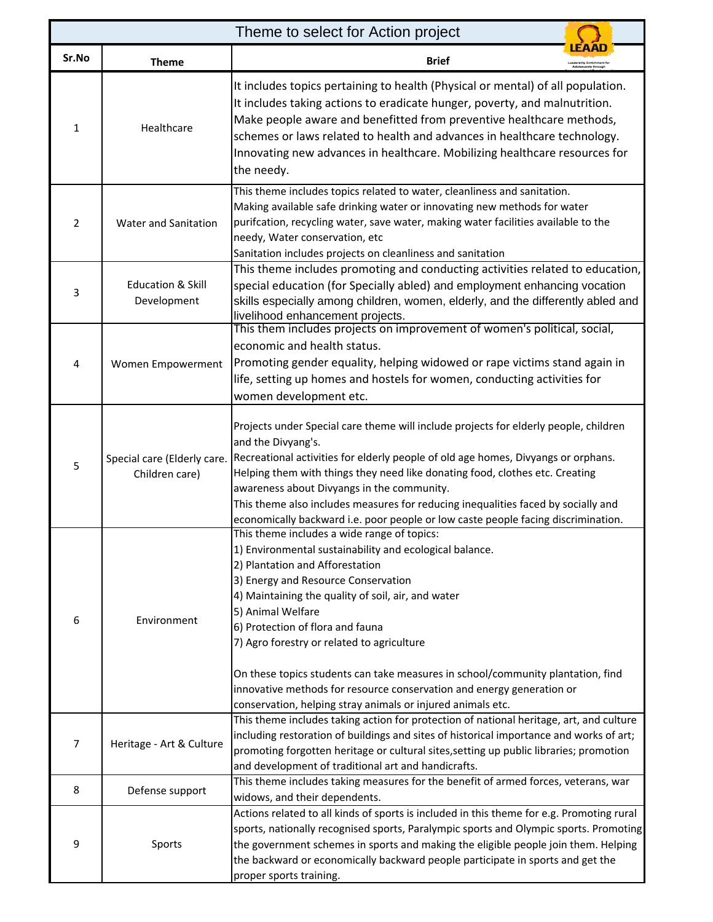# Theme to select for Action project

| Sr.No | Theme | Brief |
|---|---|---|
| 1 | Healthcare | It includes topics pertaining to health (Physical or mental) of all population. It includes taking actions to eradicate hunger, poverty, and malnutrition. Make people aware and benefitted from preventive healthcare methods, schemes or laws related to health and advances in healthcare technology. Innovating new advances in healthcare. Mobilizing healthcare resources for the needy. |
| 2 | Water and Sanitation | This theme includes topics related to water, cleanliness and sanitation.<br>Making available safe drinking water or innovating new methods for water purifcation, recycling water, save water, making water facilities available to the needy, Water conservation, etc<br>Sanitation includes projects on cleanliness and sanitation |
| 3 | Education & Skill Development | This theme includes promoting and conducting activities related to education, special education (for Specially abled) and employment enhancing vocation skills especially among children, women, elderly, and the differently abled and livelihood enhancement projects. |
| 4 | Women Empowerment | This them includes projects on improvement of women's political, social, economic and health status.<br>Promoting gender equality, helping widowed or rape victims stand again in life, setting up homes and hostels for women, conducting activities for women development etc. |
| 5 | Special care (Elderly care. Children care) | Projects under Special care theme will include projects for elderly people, children and the Divyang's.<br>Recreational activities for elderly people of old age homes, Divyangs or orphans. Helping them with things they need like donating food, clothes etc. Creating awareness about Divyangs in the community.<br>This theme also includes measures for reducing inequalities faced by socially and economically backward i.e. poor people or low caste people facing discrimination. |
| 6 | Environment | This theme includes a wide range of topics:<br>1) Environmental sustainability and ecological balance.<br>2) Plantation and Afforestation<br>3) Energy and Resource Conservation<br>4) Maintaining the quality of soil, air, and water<br>5) Animal Welfare<br>6) Protection of flora and fauna<br>7) Agro forestry or related to agriculture<br><br>On these topics students can take measures in school/community plantation, find innovative methods for resource conservation and energy generation or conservation, helping stray animals or injured animals etc. |
| 7 | Heritage - Art & Culture | This theme includes taking action for protection of national heritage, art, and culture including restoration of buildings and sites of historical importance and works of art; promoting forgotten heritage or cultural sites,setting up public libraries; promotion and development of traditional art and handicrafts. |
| 8 | Defense support | This theme includes taking measures for the benefit of armed forces, veterans, war widows, and their dependents. |
| 9 | Sports | Actions related to all kinds of sports is included in this theme for e.g. Promoting rural sports, nationally recognised sports, Paralympic sports and Olympic sports. Promoting the government schemes in sports and making the eligible people join them. Helping the backward or economically backward people participate in sports and get the proper sports training. |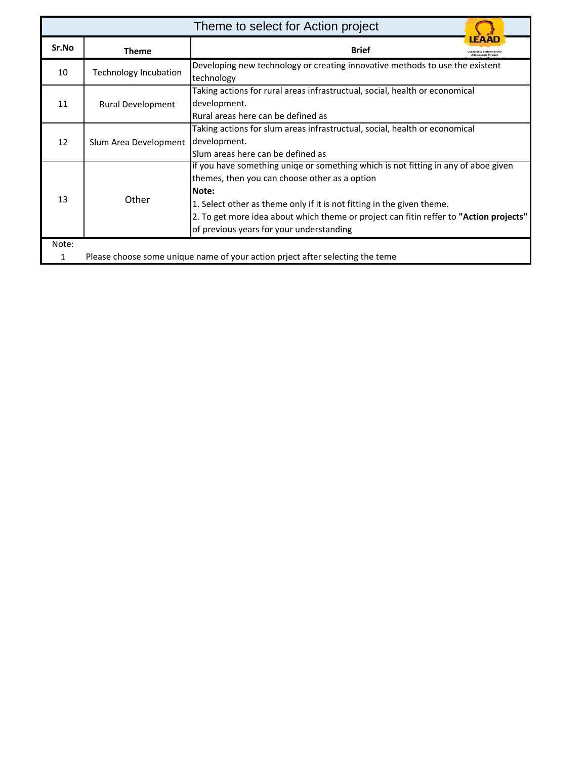# Theme to select for Action project

| Sr.No | Theme | Brief |
|---|---|---|
| 10 | Technology Incubation | Developing new technology or creating innovative methods to use the existent technology |
| 11 | Rural Development | Taking actions for rural areas infrastructual, social, health or economical development.<br>Rural areas here can be defined as |
| 12 | Slum Area Development | Taking actions for slum areas infrastructual, social, health or economical development.<br>Slum areas here can be defined as |
| 13 | Other | if you have something uniqe or something which is not fitting in any of aboe given themes, then you can choose other as a option<br>**Note:**<br>1. Select other as theme only if it is not fitting in the given theme.<br>2. To get more idea about which theme or project can fitin reffer to **"Action projects"** of previous years for your understanding |

Note:

1 Please choose some unique name of your action prject after selecting the teme